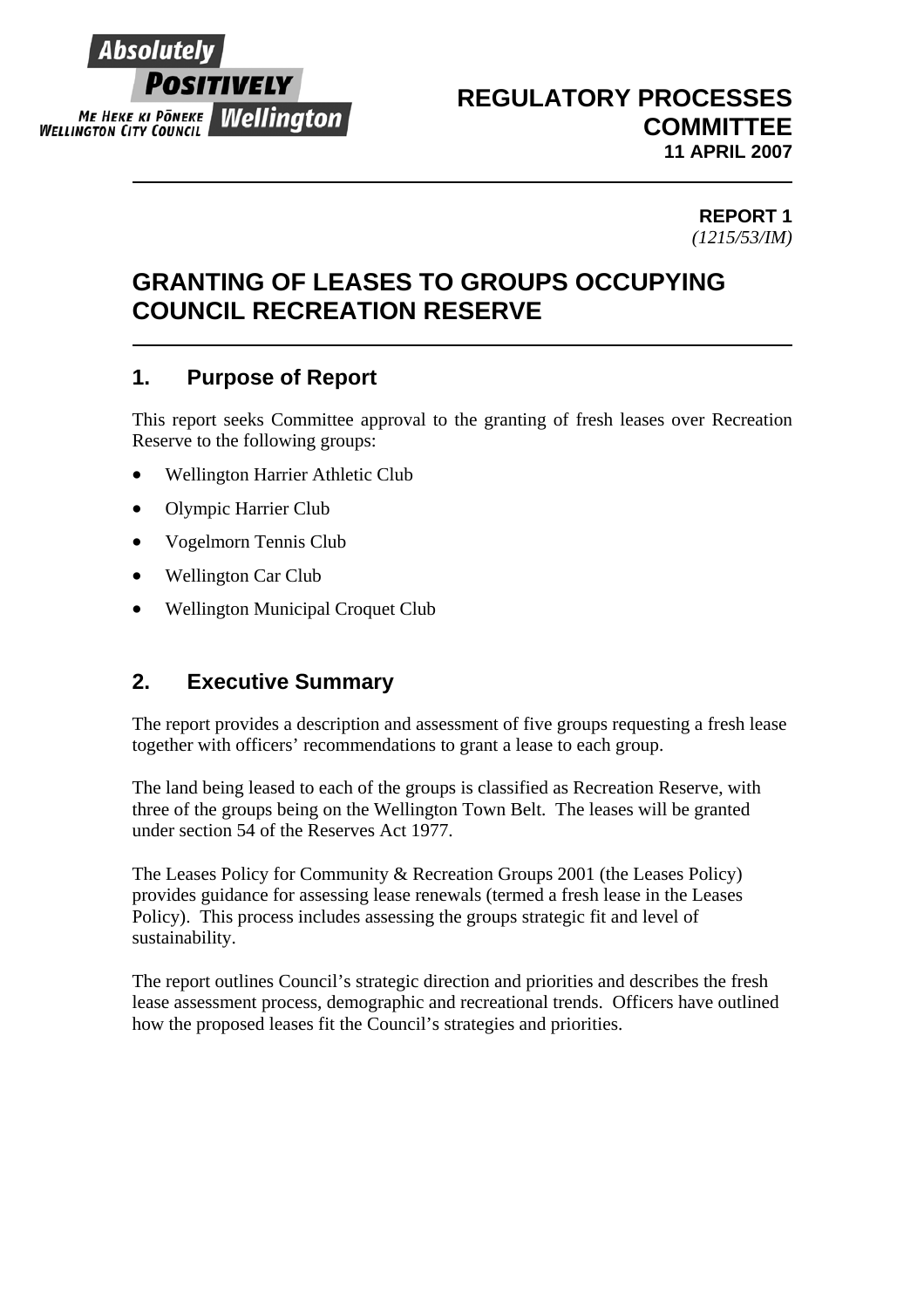Absolutely **POSITIVELY** Wellington

ME HEKE KI PŌNEKE
WELLINGTON CITY COUNCIL

**REGULATORY PROCESSES COMMITTEE**
**11 APRIL 2007**

**REPORT 1**
*(1215/53/IM)*

# GRANTING OF LEASES TO GROUPS OCCUPYING COUNCIL RECREATION RESERVE

## 1. Purpose of Report

This report seeks Committee approval to the granting of fresh leases over Recreation Reserve to the following groups:

- Wellington Harrier Athletic Club
- Olympic Harrier Club
- Vogelmorn Tennis Club
- Wellington Car Club
- Wellington Municipal Croquet Club

## 2. Executive Summary

The report provides a description and assessment of five groups requesting a fresh lease together with officers' recommendations to grant a lease to each group.

The land being leased to each of the groups is classified as Recreation Reserve, with three of the groups being on the Wellington Town Belt. The leases will be granted under section 54 of the Reserves Act 1977.

The Leases Policy for Community & Recreation Groups 2001 (the Leases Policy) provides guidance for assessing lease renewals (termed a fresh lease in the Leases Policy). This process includes assessing the groups strategic fit and level of sustainability.

The report outlines Council's strategic direction and priorities and describes the fresh lease assessment process, demographic and recreational trends. Officers have outlined how the proposed leases fit the Council's strategies and priorities.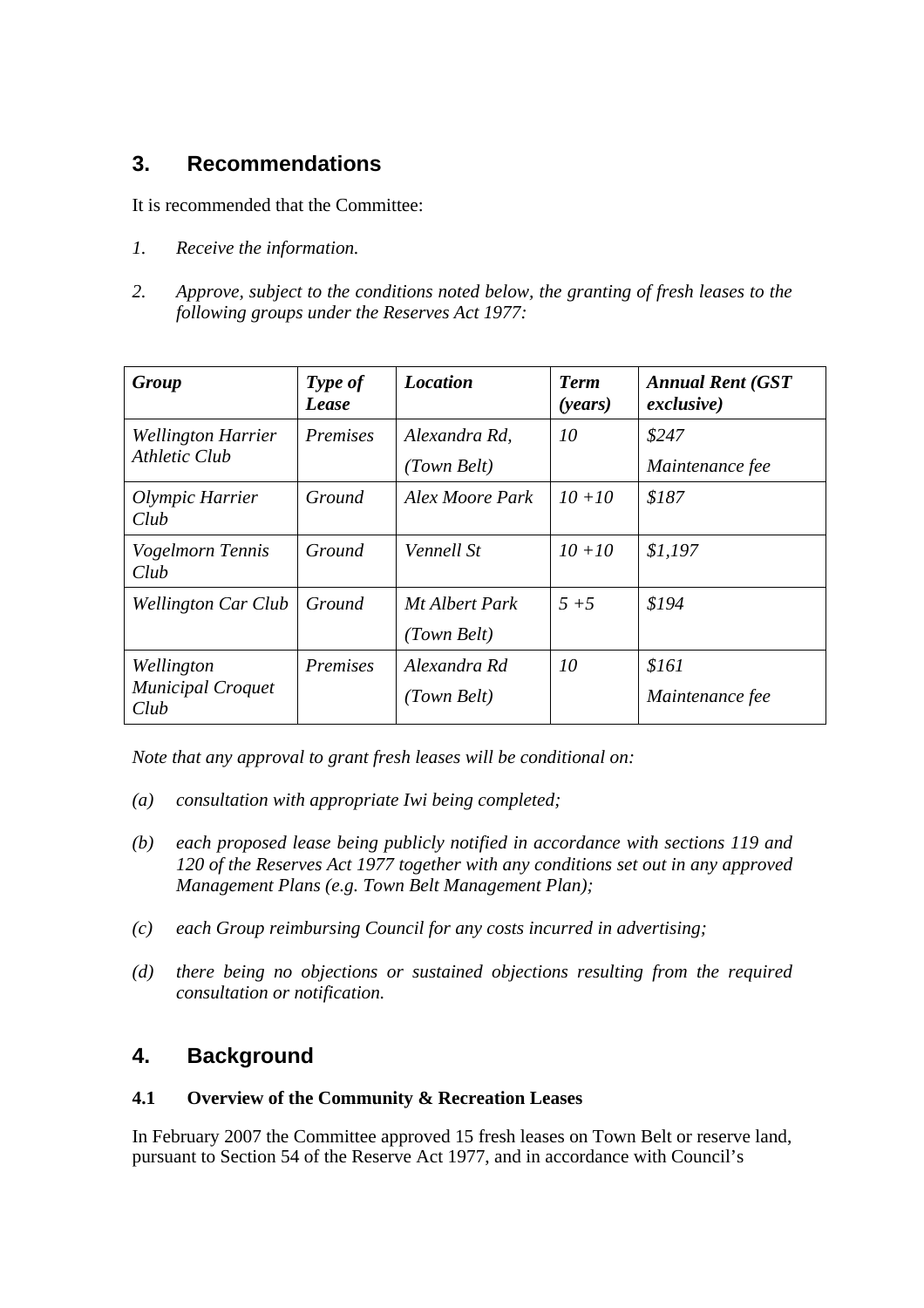## 3. Recommendations

It is recommended that the Committee:

1. *Receive the information.*

2. *Approve, subject to the conditions noted below, the granting of fresh leases to the following groups under the Reserves Act 1977:*

| ***Group*** | ***Type of Lease*** | ***Location*** | ***Term (years)*** | ***Annual Rent (GST exclusive)*** |
|---|---|---|---|---|
| *Wellington Harrier Athletic Club* | *Premises* | *Alexandra Rd, (Town Belt)* | *10* | *$247 Maintenance fee* |
| *Olympic Harrier Club* | *Ground* | *Alex Moore Park* | *10 +10* | *$187* |
| *Vogelmorn Tennis Club* | *Ground* | *Vennell St* | *10 +10* | *$1,197* |
| *Wellington Car Club* | *Ground* | *Mt Albert Park (Town Belt)* | *5 +5* | *$194* |
| *Wellington Municipal Croquet Club* | *Premises* | *Alexandra Rd (Town Belt)* | *10* | *$161 Maintenance fee* |

*Note that any approval to grant fresh leases will be conditional on:*

*(a) consultation with appropriate Iwi being completed;*

*(b) each proposed lease being publicly notified in accordance with sections 119 and 120 of the Reserves Act 1977 together with any conditions set out in any approved Management Plans (e.g. Town Belt Management Plan);*

*(c) each Group reimbursing Council for any costs incurred in advertising;*

*(d) there being no objections or sustained objections resulting from the required consultation or notification.*

## 4. Background

### 4.1 Overview of the Community & Recreation Leases

In February 2007 the Committee approved 15 fresh leases on Town Belt or reserve land, pursuant to Section 54 of the Reserve Act 1977, and in accordance with Council's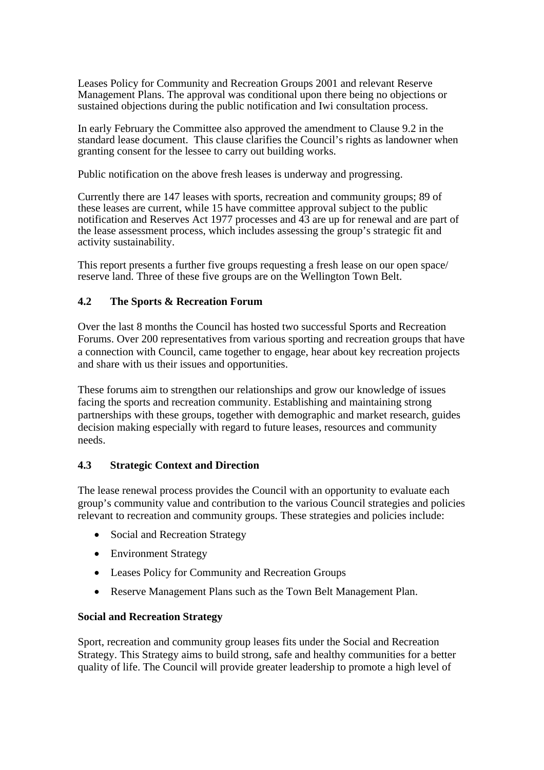Leases Policy for Community and Recreation Groups 2001 and relevant Reserve Management Plans. The approval was conditional upon there being no objections or sustained objections during the public notification and Iwi consultation process.

In early February the Committee also approved the amendment to Clause 9.2 in the standard lease document. This clause clarifies the Council's rights as landowner when granting consent for the lessee to carry out building works.

Public notification on the above fresh leases is underway and progressing.

Currently there are 147 leases with sports, recreation and community groups; 89 of these leases are current, while 15 have committee approval subject to the public notification and Reserves Act 1977 processes and 43 are up for renewal and are part of the lease assessment process, which includes assessing the group's strategic fit and activity sustainability.

This report presents a further five groups requesting a fresh lease on our open space/ reserve land. Three of these five groups are on the Wellington Town Belt.

### 4.2 The Sports & Recreation Forum

Over the last 8 months the Council has hosted two successful Sports and Recreation Forums. Over 200 representatives from various sporting and recreation groups that have a connection with Council, came together to engage, hear about key recreation projects and share with us their issues and opportunities.

These forums aim to strengthen our relationships and grow our knowledge of issues facing the sports and recreation community. Establishing and maintaining strong partnerships with these groups, together with demographic and market research, guides decision making especially with regard to future leases, resources and community needs.

### 4.3 Strategic Context and Direction

The lease renewal process provides the Council with an opportunity to evaluate each group's community value and contribution to the various Council strategies and policies relevant to recreation and community groups. These strategies and policies include:

- Social and Recreation Strategy
- Environment Strategy
- Leases Policy for Community and Recreation Groups
- Reserve Management Plans such as the Town Belt Management Plan.

**Social and Recreation Strategy**

Sport, recreation and community group leases fits under the Social and Recreation Strategy. This Strategy aims to build strong, safe and healthy communities for a better quality of life. The Council will provide greater leadership to promote a high level of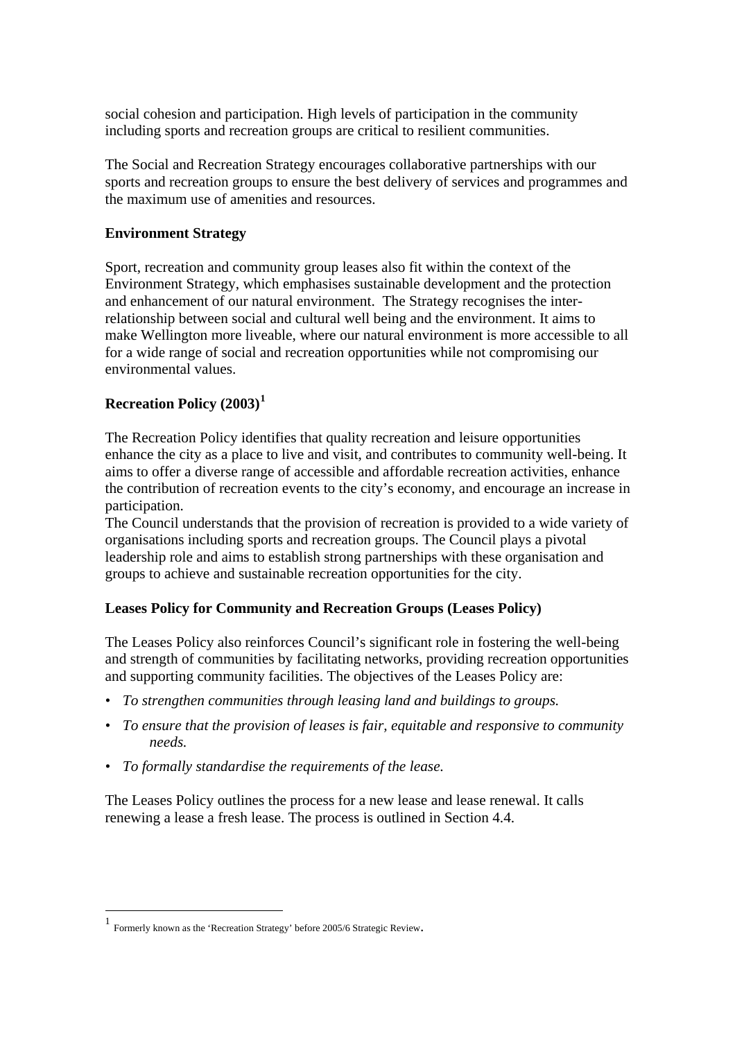social cohesion and participation. High levels of participation in the community including sports and recreation groups are critical to resilient communities.

The Social and Recreation Strategy encourages collaborative partnerships with our sports and recreation groups to ensure the best delivery of services and programmes and the maximum use of amenities and resources.

**Environment Strategy**

Sport, recreation and community group leases also fit within the context of the Environment Strategy, which emphasises sustainable development and the protection and enhancement of our natural environment. The Strategy recognises the inter-relationship between social and cultural well being and the environment. It aims to make Wellington more liveable, where our natural environment is more accessible to all for a wide range of social and recreation opportunities while not compromising our environmental values.

**Recreation Policy (2003)[1]**

The Recreation Policy identifies that quality recreation and leisure opportunities enhance the city as a place to live and visit, and contributes to community well-being. It aims to offer a diverse range of accessible and affordable recreation activities, enhance the contribution of recreation events to the city's economy, and encourage an increase in participation.

The Council understands that the provision of recreation is provided to a wide variety of organisations including sports and recreation groups. The Council plays a pivotal leadership role and aims to establish strong partnerships with these organisation and groups to achieve and sustainable recreation opportunities for the city.

**Leases Policy for Community and Recreation Groups (Leases Policy)**

The Leases Policy also reinforces Council's significant role in fostering the well-being and strength of communities by facilitating networks, providing recreation opportunities and supporting community facilities. The objectives of the Leases Policy are:

- *To strengthen communities through leasing land and buildings to groups.*
- *To ensure that the provision of leases is fair, equitable and responsive to community needs.*
- *To formally standardise the requirements of the lease.*

The Leases Policy outlines the process for a new lease and lease renewal. It calls renewing a lease a fresh lease. The process is outlined in Section 4.4.

[1] Formerly known as the 'Recreation Strategy' before 2005/6 Strategic Review.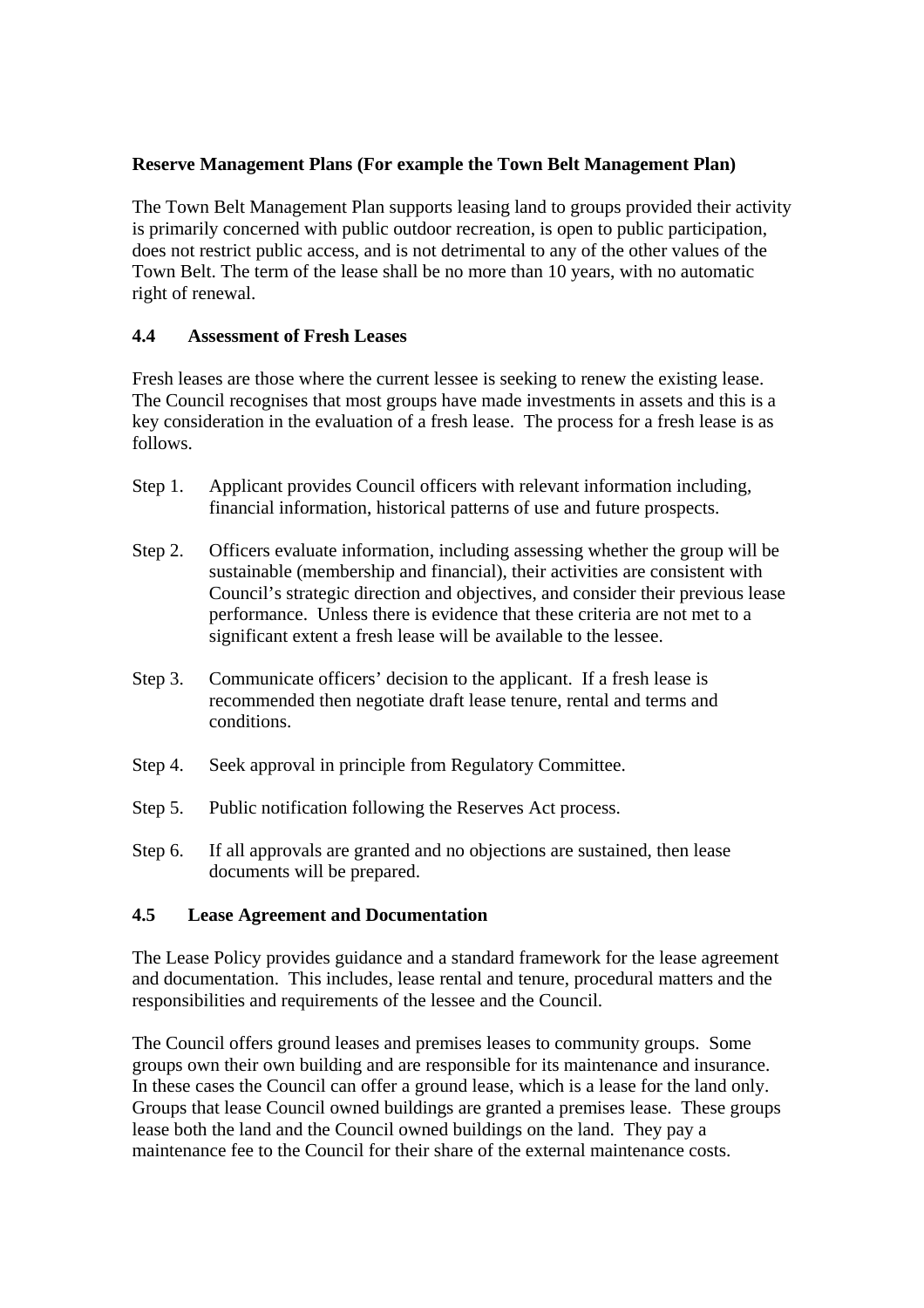**Reserve Management Plans (For example the Town Belt Management Plan)**

The Town Belt Management Plan supports leasing land to groups provided their activity is primarily concerned with public outdoor recreation, is open to public participation, does not restrict public access, and is not detrimental to any of the other values of the Town Belt. The term of the lease shall be no more than 10 years, with no automatic right of renewal.

### 4.4 Assessment of Fresh Leases

Fresh leases are those where the current lessee is seeking to renew the existing lease. The Council recognises that most groups have made investments in assets and this is a key consideration in the evaluation of a fresh lease. The process for a fresh lease is as follows.

Step 1. Applicant provides Council officers with relevant information including, financial information, historical patterns of use and future prospects.

Step 2. Officers evaluate information, including assessing whether the group will be sustainable (membership and financial), their activities are consistent with Council's strategic direction and objectives, and consider their previous lease performance. Unless there is evidence that these criteria are not met to a significant extent a fresh lease will be available to the lessee.

Step 3. Communicate officers' decision to the applicant. If a fresh lease is recommended then negotiate draft lease tenure, rental and terms and conditions.

Step 4. Seek approval in principle from Regulatory Committee.

Step 5. Public notification following the Reserves Act process.

Step 6. If all approvals are granted and no objections are sustained, then lease documents will be prepared.

### 4.5 Lease Agreement and Documentation

The Lease Policy provides guidance and a standard framework for the lease agreement and documentation. This includes, lease rental and tenure, procedural matters and the responsibilities and requirements of the lessee and the Council.

The Council offers ground leases and premises leases to community groups. Some groups own their own building and are responsible for its maintenance and insurance. In these cases the Council can offer a ground lease, which is a lease for the land only. Groups that lease Council owned buildings are granted a premises lease. These groups lease both the land and the Council owned buildings on the land. They pay a maintenance fee to the Council for their share of the external maintenance costs.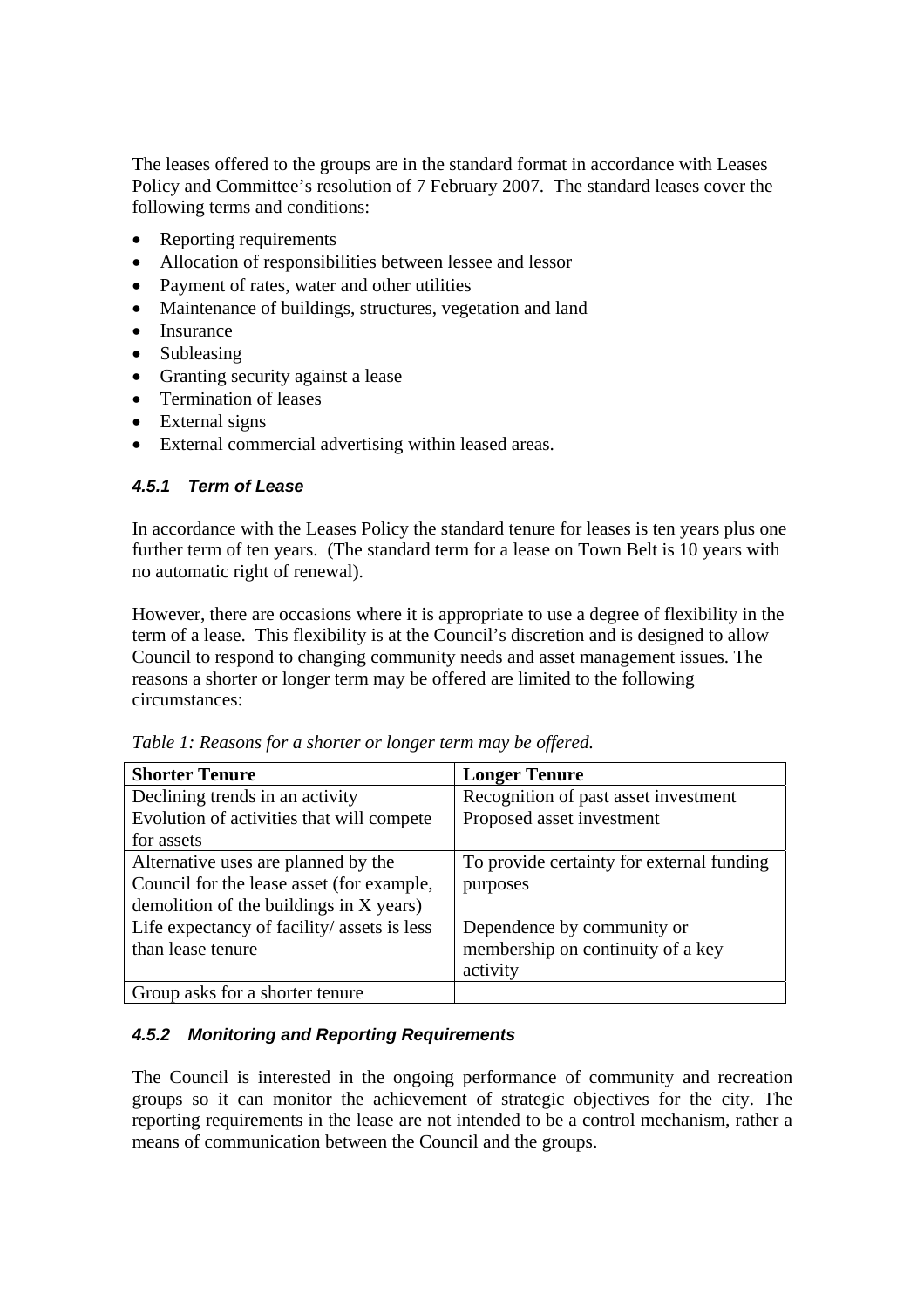The leases offered to the groups are in the standard format in accordance with Leases Policy and Committee's resolution of 7 February 2007. The standard leases cover the following terms and conditions:

- Reporting requirements
- Allocation of responsibilities between lessee and lessor
- Payment of rates, water and other utilities
- Maintenance of buildings, structures, vegetation and land
- Insurance
- Subleasing
- Granting security against a lease
- Termination of leases
- External signs
- External commercial advertising within leased areas.

#### *4.5.1 Term of Lease*

In accordance with the Leases Policy the standard tenure for leases is ten years plus one further term of ten years. (The standard term for a lease on Town Belt is 10 years with no automatic right of renewal).

However, there are occasions where it is appropriate to use a degree of flexibility in the term of a lease. This flexibility is at the Council's discretion and is designed to allow Council to respond to changing community needs and asset management issues. The reasons a shorter or longer term may be offered are limited to the following circumstances:

*Table 1: Reasons for a shorter or longer term may be offered.*

| Shorter Tenure | Longer Tenure |
|---|---|
| Declining trends in an activity | Recognition of past asset investment |
| Evolution of activities that will compete for assets | Proposed asset investment |
| Alternative uses are planned by the Council for the lease asset (for example, demolition of the buildings in X years) | To provide certainty for external funding purposes |
| Life expectancy of facility/ assets is less than lease tenure | Dependence by community or membership on continuity of a key activity |
| Group asks for a shorter tenure | |

#### *4.5.2 Monitoring and Reporting Requirements*

The Council is interested in the ongoing performance of community and recreation groups so it can monitor the achievement of strategic objectives for the city. The reporting requirements in the lease are not intended to be a control mechanism, rather a means of communication between the Council and the groups.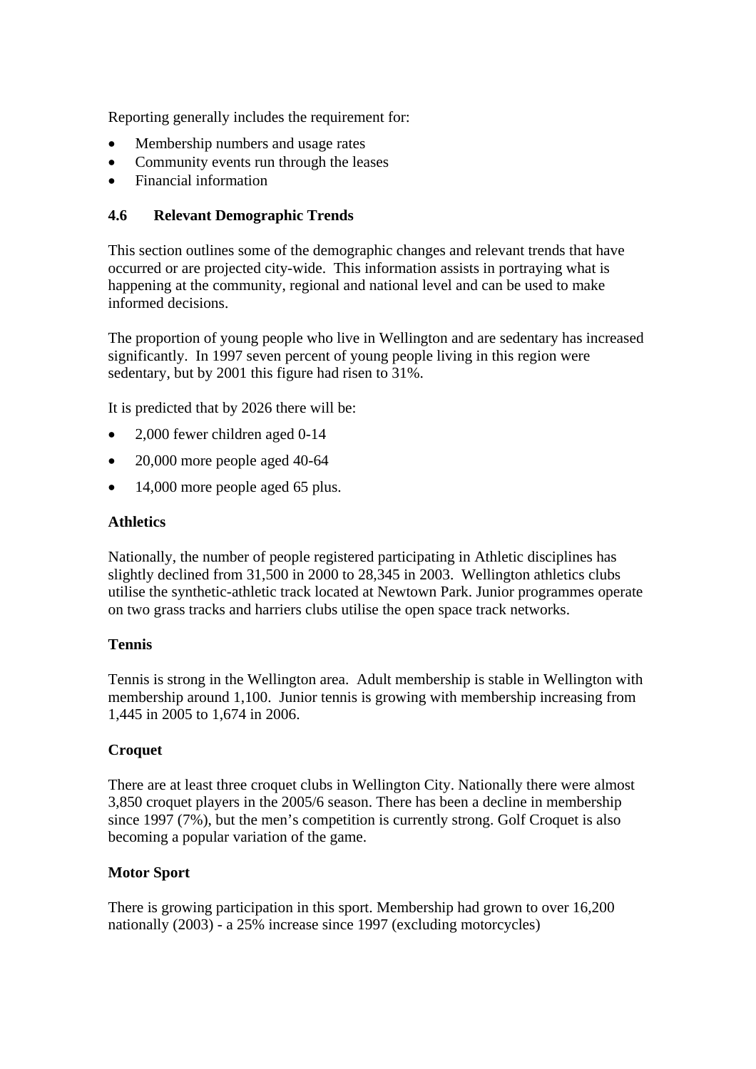Reporting generally includes the requirement for:

- Membership numbers and usage rates
- Community events run through the leases
- Financial information

### 4.6 Relevant Demographic Trends

This section outlines some of the demographic changes and relevant trends that have occurred or are projected city-wide. This information assists in portraying what is happening at the community, regional and national level and can be used to make informed decisions.

The proportion of young people who live in Wellington and are sedentary has increased significantly. In 1997 seven percent of young people living in this region were sedentary, but by 2001 this figure had risen to 31%.

It is predicted that by 2026 there will be:

- 2,000 fewer children aged 0-14
- 20,000 more people aged 40-64
- 14,000 more people aged 65 plus.

**Athletics**

Nationally, the number of people registered participating in Athletic disciplines has slightly declined from 31,500 in 2000 to 28,345 in 2003. Wellington athletics clubs utilise the synthetic-athletic track located at Newtown Park. Junior programmes operate on two grass tracks and harriers clubs utilise the open space track networks.

**Tennis**

Tennis is strong in the Wellington area. Adult membership is stable in Wellington with membership around 1,100. Junior tennis is growing with membership increasing from 1,445 in 2005 to 1,674 in 2006.

**Croquet**

There are at least three croquet clubs in Wellington City. Nationally there were almost 3,850 croquet players in the 2005/6 season. There has been a decline in membership since 1997 (7%), but the men's competition is currently strong. Golf Croquet is also becoming a popular variation of the game.

**Motor Sport**

There is growing participation in this sport. Membership had grown to over 16,200 nationally (2003) - a 25% increase since 1997 (excluding motorcycles)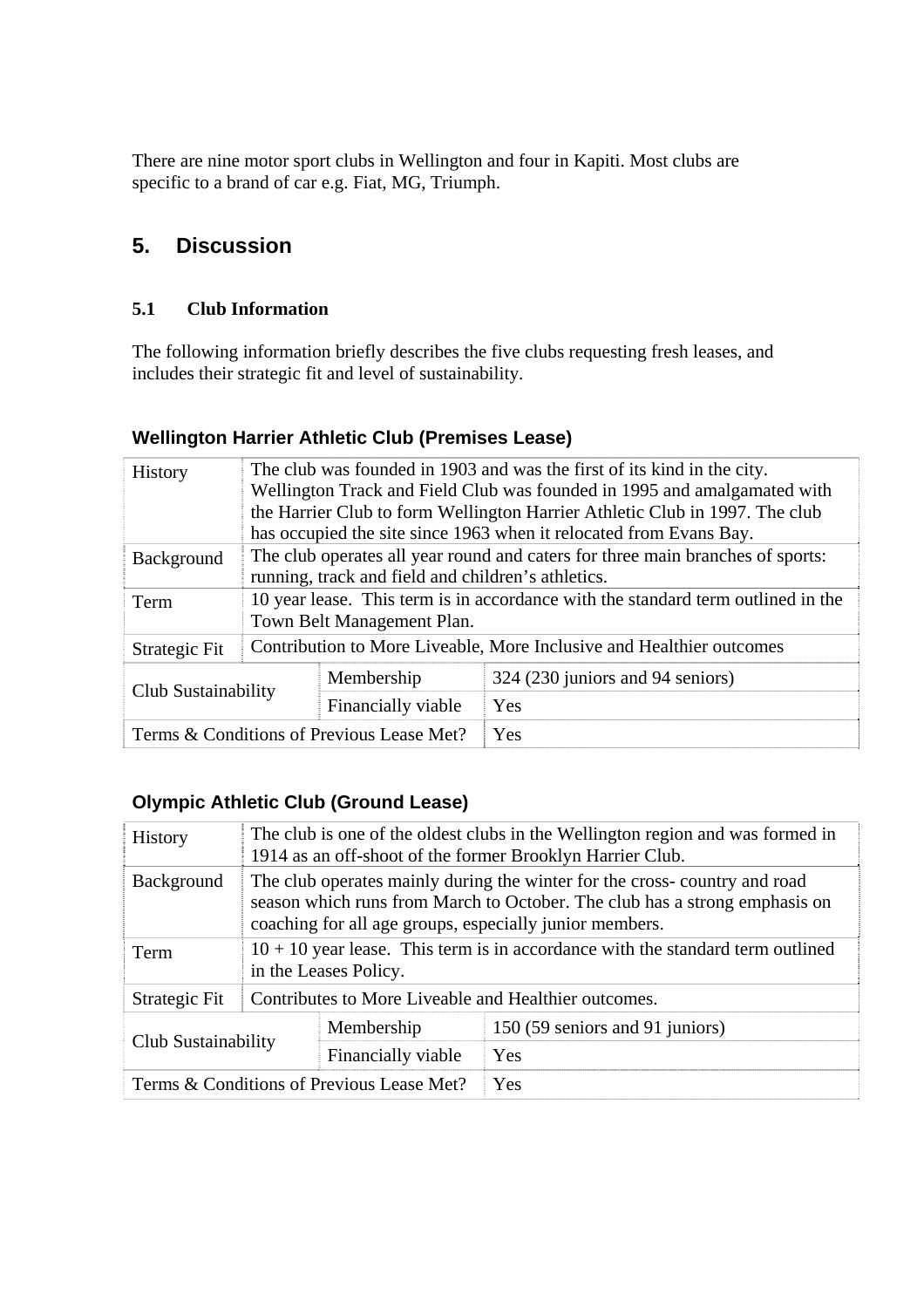There are nine motor sport clubs in Wellington and four in Kapiti. Most clubs are specific to a brand of car e.g. Fiat, MG, Triumph.

## 5. Discussion

### 5.1 Club Information

The following information briefly describes the five clubs requesting fresh leases, and includes their strategic fit and level of sustainability.

#### Wellington Harrier Athletic Club (Premises Lease)

| | | |
|---|---|---|
| History | The club was founded in 1903 and was the first of its kind in the city. Wellington Track and Field Club was founded in 1995 and amalgamated with the Harrier Club to form Wellington Harrier Athletic Club in 1997. The club has occupied the site since 1963 when it relocated from Evans Bay. | |
| Background | The club operates all year round and caters for three main branches of sports: running, track and field and children's athletics. | |
| Term | 10 year lease. This term is in accordance with the standard term outlined in the Town Belt Management Plan. | |
| Strategic Fit | Contribution to More Liveable, More Inclusive and Healthier outcomes | |
| Club Sustainability | Membership | 324 (230 juniors and 94 seniors) |
| | Financially viable | Yes |
| Terms & Conditions of Previous Lease Met? | | Yes |

#### Olympic Athletic Club (Ground Lease)

| | | |
|---|---|---|
| History | The club is one of the oldest clubs in the Wellington region and was formed in 1914 as an off-shoot of the former Brooklyn Harrier Club. | |
| Background | The club operates mainly during the winter for the cross- country and road season which runs from March to October. The club has a strong emphasis on coaching for all age groups, especially junior members. | |
| Term | 10 + 10 year lease. This term is in accordance with the standard term outlined in the Leases Policy. | |
| Strategic Fit | Contributes to More Liveable and Healthier outcomes. | |
| Club Sustainability | Membership | 150 (59 seniors and 91 juniors) |
| | Financially viable | Yes |
| Terms & Conditions of Previous Lease Met? | | Yes |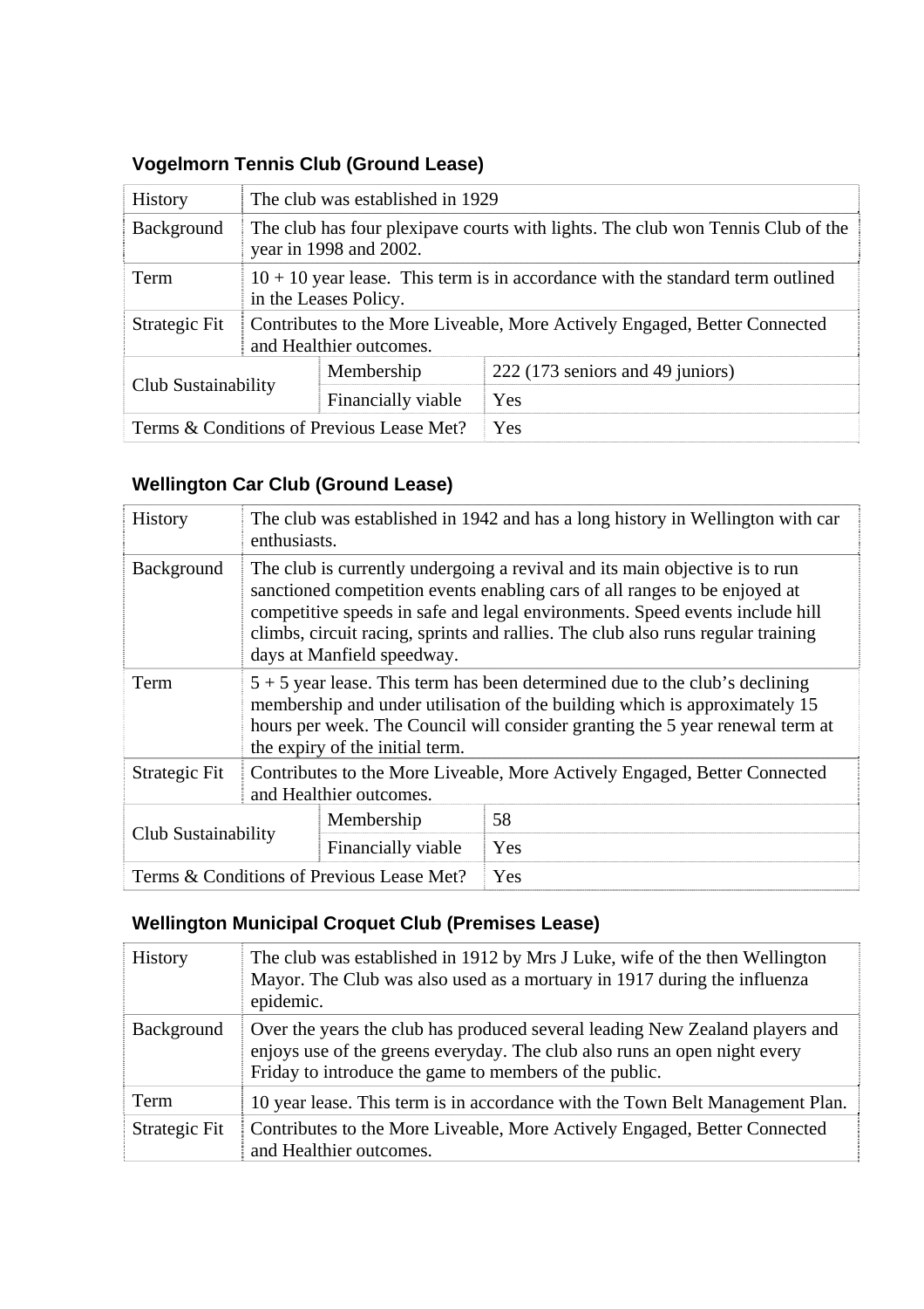### Vogelmorn Tennis Club (Ground Lease)

| History | The club was established in 1929 | |
|---|---|---|
| Background | The club has four plexipave courts with lights. The club won Tennis Club of the year in 1998 and 2002. | |
| Term | 10 + 10 year lease. This term is in accordance with the standard term outlined in the Leases Policy. | |
| Strategic Fit | Contributes to the More Liveable, More Actively Engaged, Better Connected and Healthier outcomes. | |
| Club Sustainability | Membership | 222 (173 seniors and 49 juniors) |
| | Financially viable | Yes |
| Terms & Conditions of Previous Lease Met? | | Yes |

### Wellington Car Club (Ground Lease)

| History | The club was established in 1942 and has a long history in Wellington with car enthusiasts. | |
|---|---|---|
| Background | The club is currently undergoing a revival and its main objective is to run sanctioned competition events enabling cars of all ranges to be enjoyed at competitive speeds in safe and legal environments. Speed events include hill climbs, circuit racing, sprints and rallies. The club also runs regular training days at Manfield speedway. | |
| Term | 5 + 5 year lease. This term has been determined due to the club's declining membership and under utilisation of the building which is approximately 15 hours per week. The Council will consider granting the 5 year renewal term at the expiry of the initial term. | |
| Strategic Fit | Contributes to the More Liveable, More Actively Engaged, Better Connected and Healthier outcomes. | |
| Club Sustainability | Membership | 58 |
| | Financially viable | Yes |
| Terms & Conditions of Previous Lease Met? | | Yes |

### Wellington Municipal Croquet Club (Premises Lease)

| History | The club was established in 1912 by Mrs J Luke, wife of the then Wellington Mayor. The Club was also used as a mortuary in 1917 during the influenza epidemic. |
|---|---|
| Background | Over the years the club has produced several leading New Zealand players and enjoys use of the greens everyday. The club also runs an open night every Friday to introduce the game to members of the public. |
| Term | 10 year lease. This term is in accordance with the Town Belt Management Plan. |
| Strategic Fit | Contributes to the More Liveable, More Actively Engaged, Better Connected and Healthier outcomes. |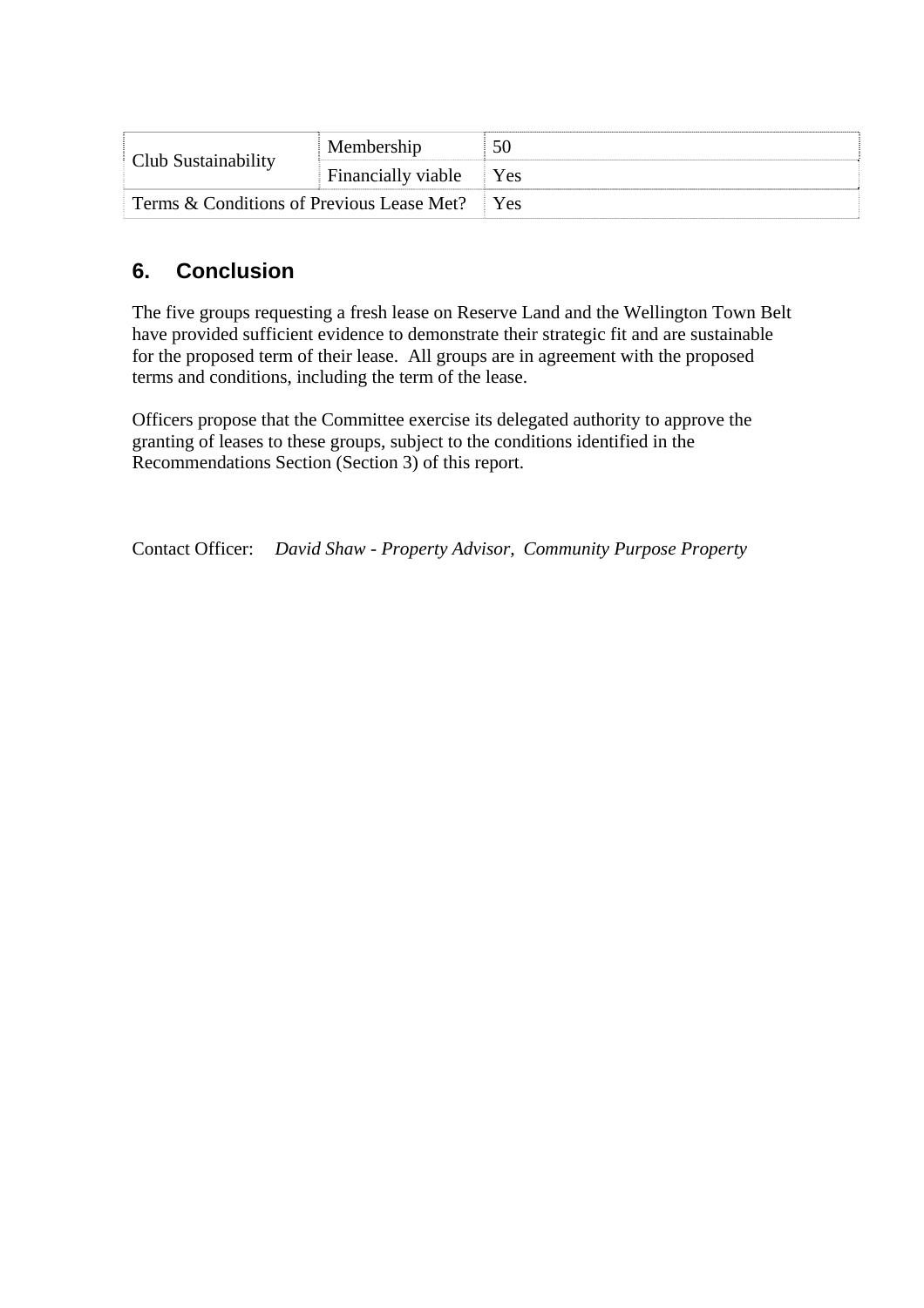| Club Sustainability | Membership | 50 |
|---|---|---|
| | Financially viable | Yes |
| Terms & Conditions of Previous Lease Met? | | Yes |

## 6. Conclusion

The five groups requesting a fresh lease on Reserve Land and the Wellington Town Belt have provided sufficient evidence to demonstrate their strategic fit and are sustainable for the proposed term of their lease. All groups are in agreement with the proposed terms and conditions, including the term of the lease.

Officers propose that the Committee exercise its delegated authority to approve the granting of leases to these groups, subject to the conditions identified in the Recommendations Section (Section 3) of this report.

Contact Officer: *David Shaw - Property Advisor, Community Purpose Property*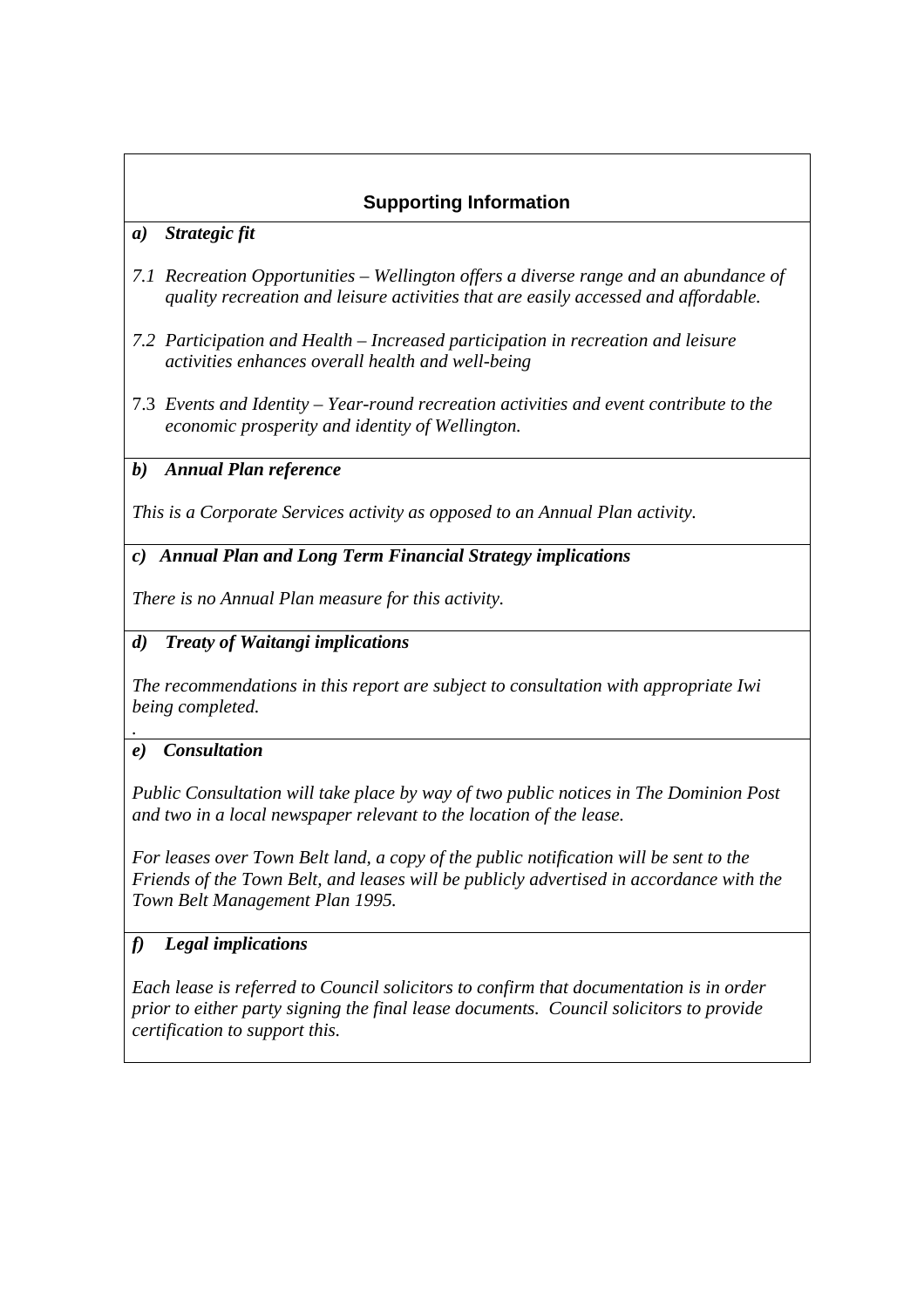## Supporting Information

***a) Strategic fit***

*7.1 Recreation Opportunities – Wellington offers a diverse range and an abundance of quality recreation and leisure activities that are easily accessed and affordable.*

*7.2 Participation and Health – Increased participation in recreation and leisure activities enhances overall health and well-being*

7.3 *Events and Identity – Year-round recreation activities and event contribute to the economic prosperity and identity of Wellington.*

***b) Annual Plan reference***

*This is a Corporate Services activity as opposed to an Annual Plan activity.*

***c) Annual Plan and Long Term Financial Strategy implications***

*There is no Annual Plan measure for this activity.*

***d) Treaty of Waitangi implications***

*The recommendations in this report are subject to consultation with appropriate Iwi being completed.*

.

***e) Consultation***

*Public Consultation will take place by way of two public notices in The Dominion Post and two in a local newspaper relevant to the location of the lease.*

*For leases over Town Belt land, a copy of the public notification will be sent to the Friends of the Town Belt, and leases will be publicly advertised in accordance with the Town Belt Management Plan 1995.*

***f) Legal implications***

*Each lease is referred to Council solicitors to confirm that documentation is in order prior to either party signing the final lease documents. Council solicitors to provide certification to support this.*